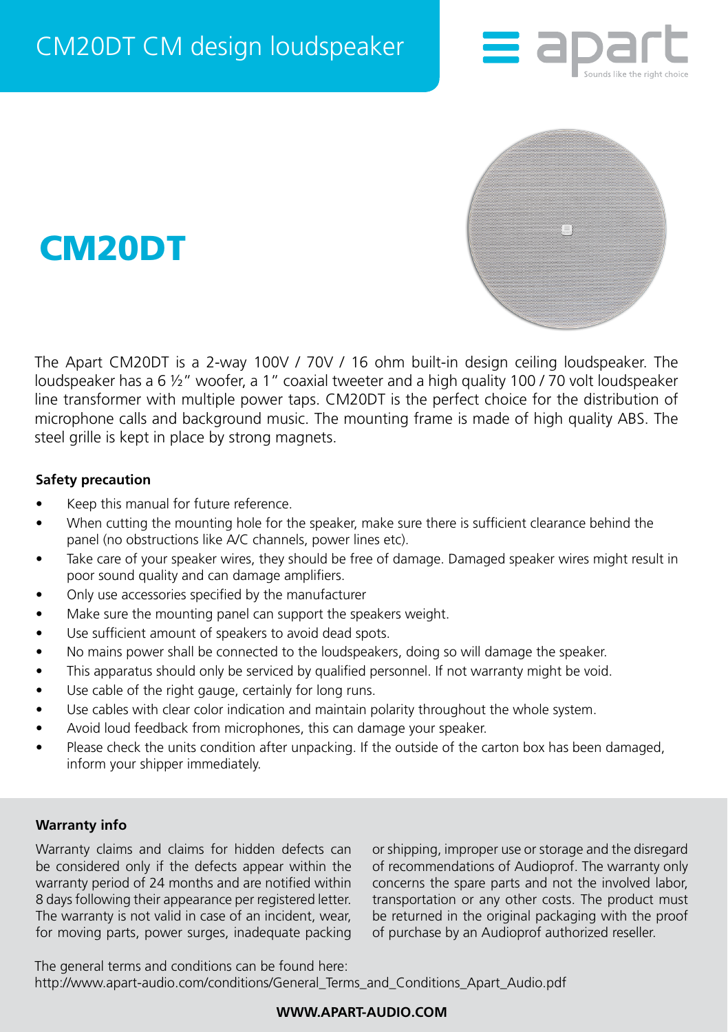# CM20DT CM design loudspeaker

apart
Sounds like the right choice

## CM20DT

The Apart CM20DT is a 2-way 100V / 70V / 16 ohm built-in design ceiling loudspeaker. The loudspeaker has a 6 ½" woofer, a 1" coaxial tweeter and a high quality 100 / 70 volt loudspeaker line transformer with multiple power taps. CM20DT is the perfect choice for the distribution of microphone calls and background music. The mounting frame is made of high quality ABS. The steel grille is kept in place by strong magnets.

**Safety precaution**

- Keep this manual for future reference.
- When cutting the mounting hole for the speaker, make sure there is sufficient clearance behind the panel (no obstructions like A/C channels, power lines etc).
- Take care of your speaker wires, they should be free of damage. Damaged speaker wires might result in poor sound quality and can damage amplifiers.
- Only use accessories specified by the manufacturer
- Make sure the mounting panel can support the speakers weight.
- Use sufficient amount of speakers to avoid dead spots.
- No mains power shall be connected to the loudspeakers, doing so will damage the speaker.
- This apparatus should only be serviced by qualified personnel. If not warranty might be void.
- Use cable of the right gauge, certainly for long runs.
- Use cables with clear color indication and maintain polarity throughout the whole system.
- Avoid loud feedback from microphones, this can damage your speaker.
- Please check the units condition after unpacking. If the outside of the carton box has been damaged, inform your shipper immediately.

**Warranty info**

Warranty claims and claims for hidden defects can be considered only if the defects appear within the warranty period of 24 months and are notified within 8 days following their appearance per registered letter. The warranty is not valid in case of an incident, wear, for moving parts, power surges, inadequate packing or shipping, improper use or storage and the disregard of recommendations of Audioprof. The warranty only concerns the spare parts and not the involved labor, transportation or any other costs. The product must be returned in the original packaging with the proof of purchase by an Audioprof authorized reseller.

The general terms and conditions can be found here:
http://www.apart-audio.com/conditions/General_Terms_and_Conditions_Apart_Audio.pdf

**WWW.APART-AUDIO.COM**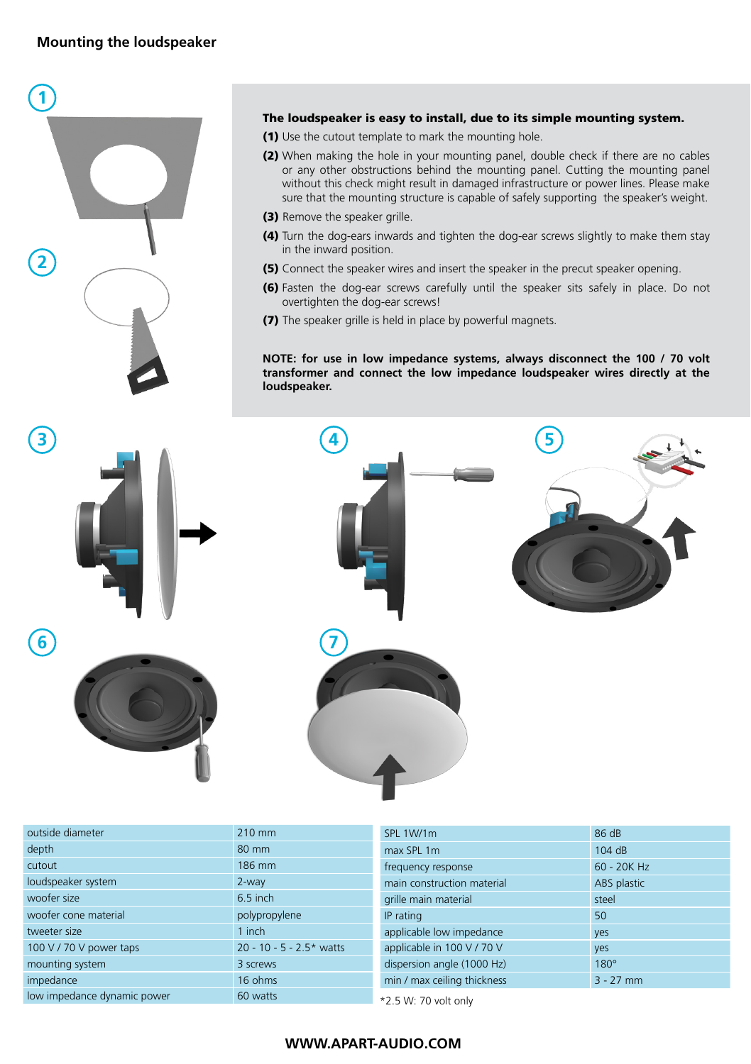## Mounting the loudspeaker

**The loudspeaker is easy to install, due to its simple mounting system.**

**(1)** Use the cutout template to mark the mounting hole.

**(2)** When making the hole in your mounting panel, double check if there are no cables or any other obstructions behind the mounting panel. Cutting the mounting panel without this check might result in damaged infrastructure or power lines. Please make sure that the mounting structure is capable of safely supporting the speaker's weight.

**(3)** Remove the speaker grille.

**(4)** Turn the dog-ears inwards and tighten the dog-ear screws slightly to make them stay in the inward position.

**(5)** Connect the speaker wires and insert the speaker in the precut speaker opening.

**(6)** Fasten the dog-ear screws carefully until the speaker sits safely in place. Do not overtighten the dog-ear screws!

**(7)** The speaker grille is held in place by powerful magnets.

**NOTE: for use in low impedance systems, always disconnect the 100 / 70 volt transformer and connect the low impedance loudspeaker wires directly at the loudspeaker.**

1

2

3

4

5

6

7

| | |
|---|---|
| outside diameter | 210 mm |
| depth | 80 mm |
| cutout | 186 mm |
| loudspeaker system | 2-way |
| woofer size | 6.5 inch |
| woofer cone material | polypropylene |
| tweeter size | 1 inch |
| 100 V / 70 V power taps | 20 - 10 - 5 - 2.5* watts |
| mounting system | 3 screws |
| impedance | 16 ohms |
| low impedance dynamic power | 60 watts |

| | |
|---|---|
| SPL 1W/1m | 86 dB |
| max SPL 1m | 104 dB |
| frequency response | 60 - 20K Hz |
| main construction material | ABS plastic |
| grille main material | steel |
| IP rating | 50 |
| applicable low impedance | yes |
| applicable in 100 V / 70 V | yes |
| dispersion angle (1000 Hz) | 180° |
| min / max ceiling thickness | 3 - 27 mm |

*2.5 W: 70 volt only

**WWW.APART-AUDIO.COM**